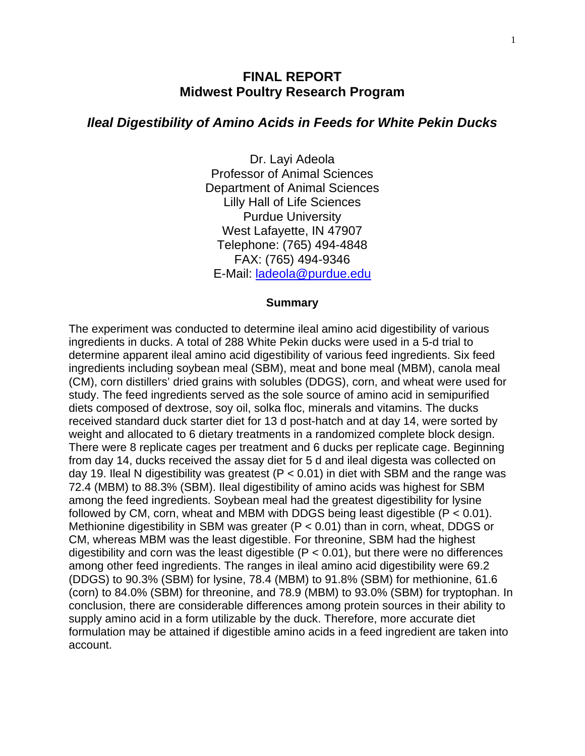# FINAL REPORT
# Midwest Poultry Research Program

## *Ileal Digestibility of Amino Acids in Feeds for White Pekin Ducks*

Dr. Layi Adeola
Professor of Animal Sciences
Department of Animal Sciences
Lilly Hall of Life Sciences
Purdue University
West Lafayette, IN 47907
Telephone: (765) 494-4848
FAX: (765) 494-9346
E-Mail: ladeola@purdue.edu

### Summary

The experiment was conducted to determine ileal amino acid digestibility of various ingredients in ducks. A total of 288 White Pekin ducks were used in a 5-d trial to determine apparent ileal amino acid digestibility of various feed ingredients. Six feed ingredients including soybean meal (SBM), meat and bone meal (MBM), canola meal (CM), corn distillers' dried grains with solubles (DDGS), corn, and wheat were used for study. The feed ingredients served as the sole source of amino acid in semipurified diets composed of dextrose, soy oil, solka floc, minerals and vitamins. The ducks received standard duck starter diet for 13 d post-hatch and at day 14, were sorted by weight and allocated to 6 dietary treatments in a randomized complete block design. There were 8 replicate cages per treatment and 6 ducks per replicate cage. Beginning from day 14, ducks received the assay diet for 5 d and ileal digesta was collected on day 19. Ileal N digestibility was greatest ($P < 0.01$) in diet with SBM and the range was 72.4 (MBM) to 88.3% (SBM). Ileal digestibility of amino acids was highest for SBM among the feed ingredients. Soybean meal had the greatest digestibility for lysine followed by CM, corn, wheat and MBM with DDGS being least digestible ($P < 0.01$). Methionine digestibility in SBM was greater ($P < 0.01$) than in corn, wheat, DDGS or CM, whereas MBM was the least digestible. For threonine, SBM had the highest digestibility and corn was the least digestible ($P < 0.01$), but there were no differences among other feed ingredients. The ranges in ileal amino acid digestibility were 69.2 (DDGS) to 90.3% (SBM) for lysine, 78.4 (MBM) to 91.8% (SBM) for methionine, 61.6 (corn) to 84.0% (SBM) for threonine, and 78.9 (MBM) to 93.0% (SBM) for tryptophan. In conclusion, there are considerable differences among protein sources in their ability to supply amino acid in a form utilizable by the duck. Therefore, more accurate diet formulation may be attained if digestible amino acids in a feed ingredient are taken into account.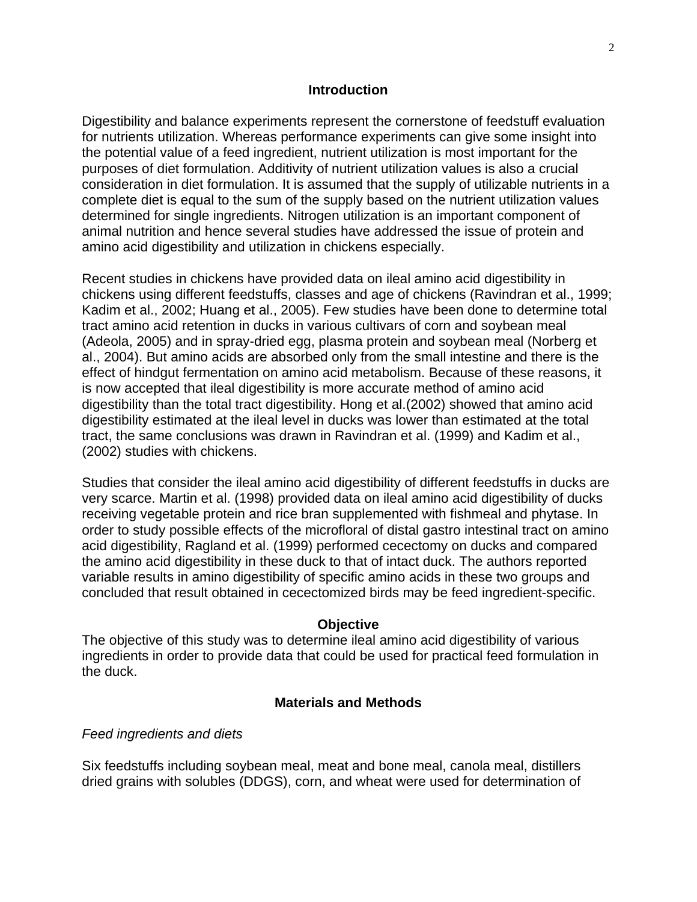## Introduction

Digestibility and balance experiments represent the cornerstone of feedstuff evaluation for nutrients utilization. Whereas performance experiments can give some insight into the potential value of a feed ingredient, nutrient utilization is most important for the purposes of diet formulation. Additivity of nutrient utilization values is also a crucial consideration in diet formulation. It is assumed that the supply of utilizable nutrients in a complete diet is equal to the sum of the supply based on the nutrient utilization values determined for single ingredients. Nitrogen utilization is an important component of animal nutrition and hence several studies have addressed the issue of protein and amino acid digestibility and utilization in chickens especially.

Recent studies in chickens have provided data on ileal amino acid digestibility in chickens using different feedstuffs, classes and age of chickens (Ravindran et al., 1999; Kadim et al., 2002; Huang et al., 2005). Few studies have been done to determine total tract amino acid retention in ducks in various cultivars of corn and soybean meal (Adeola, 2005) and in spray-dried egg, plasma protein and soybean meal (Norberg et al., 2004). But amino acids are absorbed only from the small intestine and there is the effect of hindgut fermentation on amino acid metabolism. Because of these reasons, it is now accepted that ileal digestibility is more accurate method of amino acid digestibility than the total tract digestibility. Hong et al.(2002) showed that amino acid digestibility estimated at the ileal level in ducks was lower than estimated at the total tract, the same conclusions was drawn in Ravindran et al. (1999) and Kadim et al., (2002) studies with chickens.

Studies that consider the ileal amino acid digestibility of different feedstuffs in ducks are very scarce. Martin et al. (1998) provided data on ileal amino acid digestibility of ducks receiving vegetable protein and rice bran supplemented with fishmeal and phytase. In order to study possible effects of the microfloral of distal gastro intestinal tract on amino acid digestibility, Ragland et al. (1999) performed cecectomy on ducks and compared the amino acid digestibility in these duck to that of intact duck. The authors reported variable results in amino digestibility of specific amino acids in these two groups and concluded that result obtained in cecectomized birds may be feed ingredient-specific.

## Objective

The objective of this study was to determine ileal amino acid digestibility of various ingredients in order to provide data that could be used for practical feed formulation in the duck.

## Materials and Methods

*Feed ingredients and diets*

Six feedstuffs including soybean meal, meat and bone meal, canola meal, distillers dried grains with solubles (DDGS), corn, and wheat were used for determination of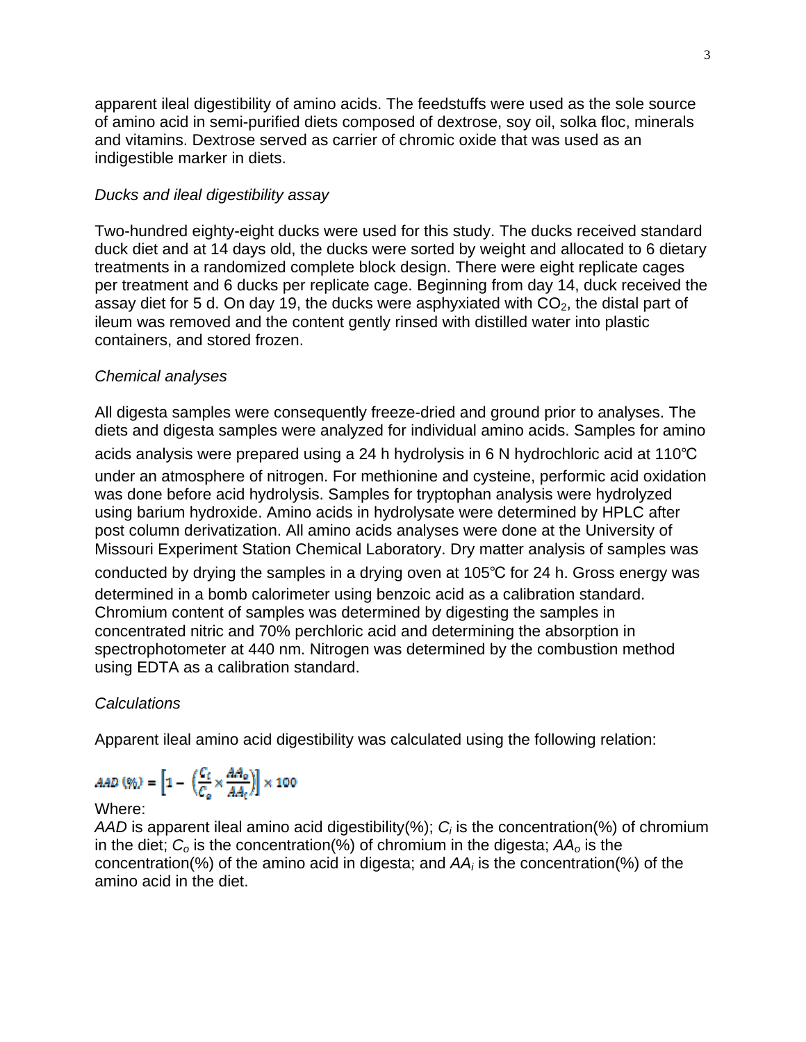apparent ileal digestibility of amino acids. The feedstuffs were used as the sole source of amino acid in semi-purified diets composed of dextrose, soy oil, solka floc, minerals and vitamins. Dextrose served as carrier of chromic oxide that was used as an indigestible marker in diets.

*Ducks and ileal digestibility assay*

Two-hundred eighty-eight ducks were used for this study. The ducks received standard duck diet and at 14 days old, the ducks were sorted by weight and allocated to 6 dietary treatments in a randomized complete block design. There were eight replicate cages per treatment and 6 ducks per replicate cage. Beginning from day 14, duck received the assay diet for 5 d. On day 19, the ducks were asphyxiated with $CO_2$, the distal part of ileum was removed and the content gently rinsed with distilled water into plastic containers, and stored frozen.

*Chemical analyses*

All digesta samples were consequently freeze-dried and ground prior to analyses. The diets and digesta samples were analyzed for individual amino acids. Samples for amino acids analysis were prepared using a 24 h hydrolysis in 6 N hydrochloric acid at 110℃ under an atmosphere of nitrogen. For methionine and cysteine, performic acid oxidation was done before acid hydrolysis. Samples for tryptophan analysis were hydrolyzed using barium hydroxide. Amino acids in hydrolysate were determined by HPLC after post column derivatization. All amino acids analyses were done at the University of Missouri Experiment Station Chemical Laboratory. Dry matter analysis of samples was conducted by drying the samples in a drying oven at 105℃ for 24 h. Gross energy was determined in a bomb calorimeter using benzoic acid as a calibration standard. Chromium content of samples was determined by digesting the samples in concentrated nitric and 70% perchloric acid and determining the absorption in spectrophotometer at 440 nm. Nitrogen was determined by the combustion method using EDTA as a calibration standard.

*Calculations*

Apparent ileal amino acid digestibility was calculated using the following relation:

$$AAD\,(\%) = \left[1 - \left(\frac{C_i}{C_o} \times \frac{AA_o}{AA_i}\right)\right] \times 100$$

Where:

*AAD* is apparent ileal amino acid digestibility(%); $C_i$ is the concentration(%) of chromium in the diet; $C_o$ is the concentration(%) of chromium in the digesta; $AA_o$ is the concentration(%) of the amino acid in digesta; and $AA_i$ is the concentration(%) of the amino acid in the diet.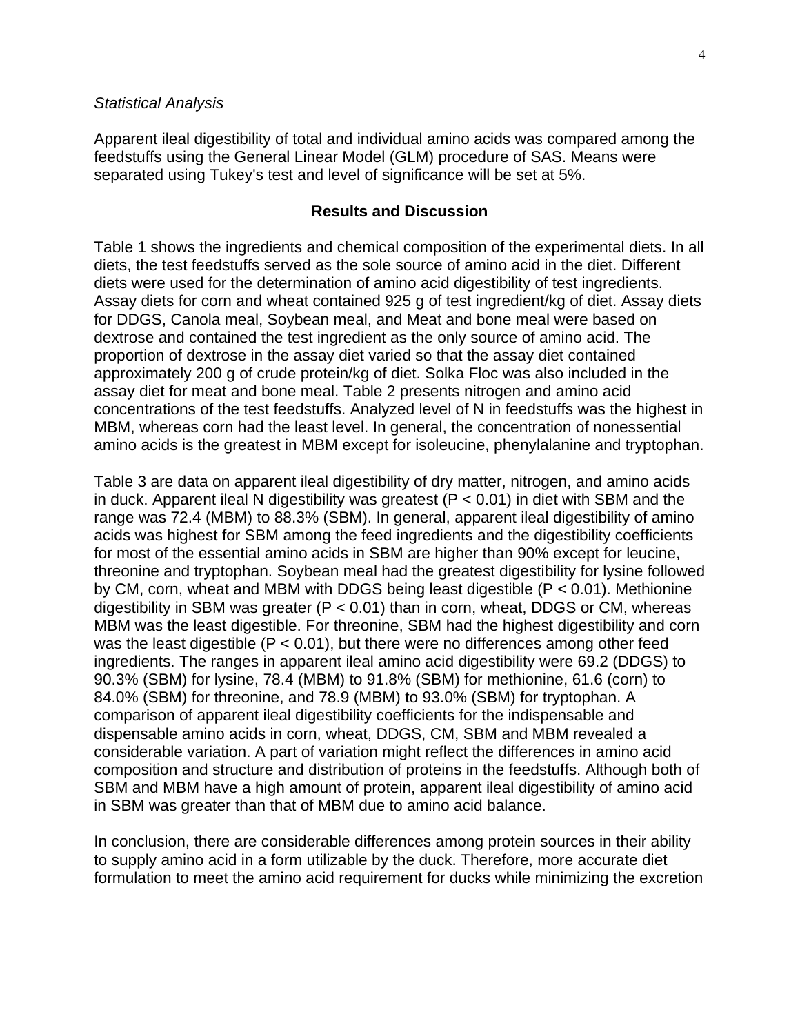*Statistical Analysis*

Apparent ileal digestibility of total and individual amino acids was compared among the feedstuffs using the General Linear Model (GLM) procedure of SAS. Means were separated using Tukey's test and level of significance will be set at 5%.

## Results and Discussion

Table 1 shows the ingredients and chemical composition of the experimental diets. In all diets, the test feedstuffs served as the sole source of amino acid in the diet. Different diets were used for the determination of amino acid digestibility of test ingredients. Assay diets for corn and wheat contained 925 g of test ingredient/kg of diet. Assay diets for DDGS, Canola meal, Soybean meal, and Meat and bone meal were based on dextrose and contained the test ingredient as the only source of amino acid. The proportion of dextrose in the assay diet varied so that the assay diet contained approximately 200 g of crude protein/kg of diet. Solka Floc was also included in the assay diet for meat and bone meal. Table 2 presents nitrogen and amino acid concentrations of the test feedstuffs. Analyzed level of N in feedstuffs was the highest in MBM, whereas corn had the least level. In general, the concentration of nonessential amino acids is the greatest in MBM except for isoleucine, phenylalanine and tryptophan.

Table 3 are data on apparent ileal digestibility of dry matter, nitrogen, and amino acids in duck. Apparent ileal N digestibility was greatest ($P < 0.01$) in diet with SBM and the range was 72.4 (MBM) to 88.3% (SBM). In general, apparent ileal digestibility of amino acids was highest for SBM among the feed ingredients and the digestibility coefficients for most of the essential amino acids in SBM are higher than 90% except for leucine, threonine and tryptophan. Soybean meal had the greatest digestibility for lysine followed by CM, corn, wheat and MBM with DDGS being least digestible ($P < 0.01$). Methionine digestibility in SBM was greater ($P < 0.01$) than in corn, wheat, DDGS or CM, whereas MBM was the least digestible. For threonine, SBM had the highest digestibility and corn was the least digestible ($P < 0.01$), but there were no differences among other feed ingredients. The ranges in apparent ileal amino acid digestibility were 69.2 (DDGS) to 90.3% (SBM) for lysine, 78.4 (MBM) to 91.8% (SBM) for methionine, 61.6 (corn) to 84.0% (SBM) for threonine, and 78.9 (MBM) to 93.0% (SBM) for tryptophan. A comparison of apparent ileal digestibility coefficients for the indispensable and dispensable amino acids in corn, wheat, DDGS, CM, SBM and MBM revealed a considerable variation. A part of variation might reflect the differences in amino acid composition and structure and distribution of proteins in the feedstuffs. Although both of SBM and MBM have a high amount of protein, apparent ileal digestibility of amino acid in SBM was greater than that of MBM due to amino acid balance.

In conclusion, there are considerable differences among protein sources in their ability to supply amino acid in a form utilizable by the duck. Therefore, more accurate diet formulation to meet the amino acid requirement for ducks while minimizing the excretion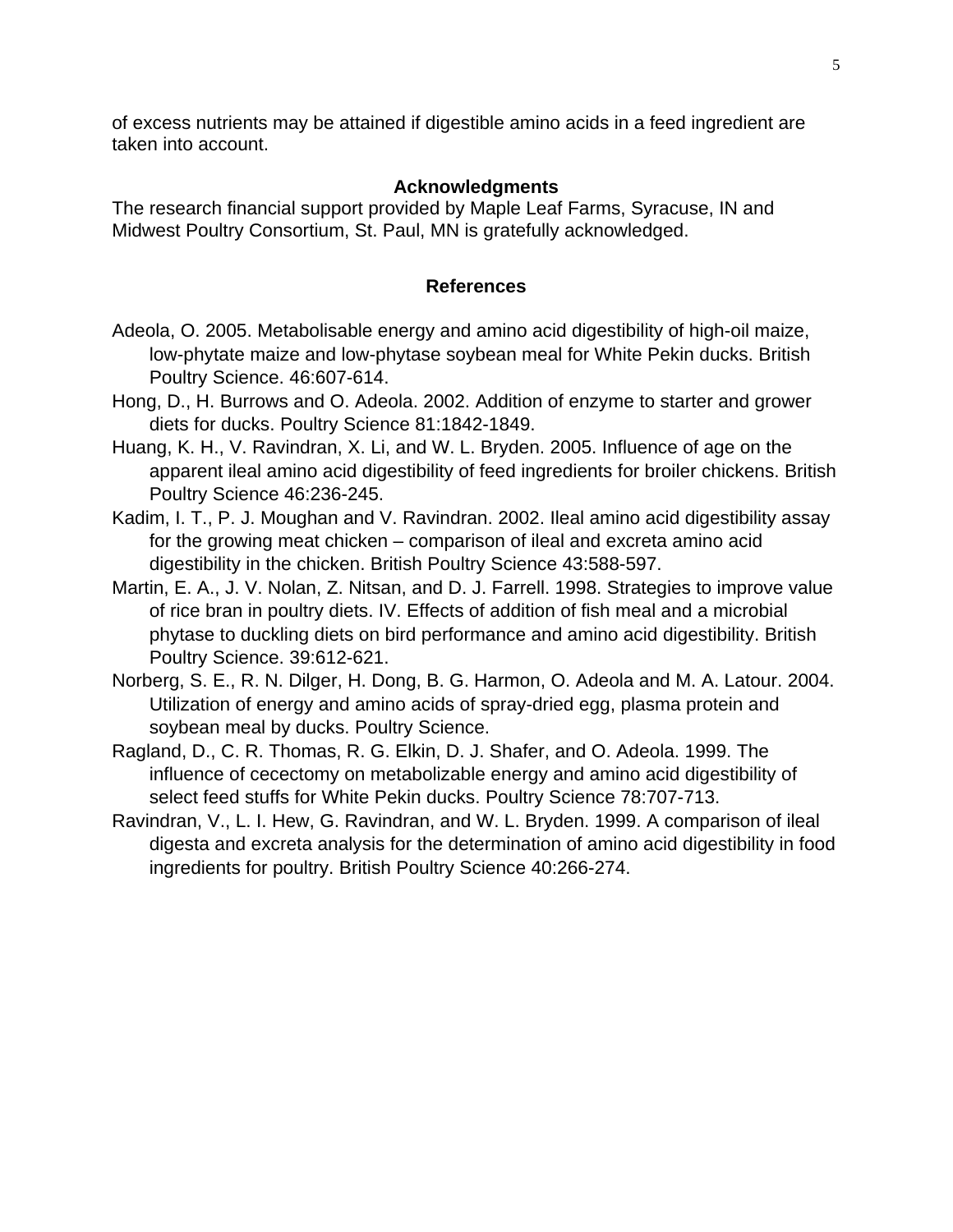of excess nutrients may be attained if digestible amino acids in a feed ingredient are taken into account.

## Acknowledgments

The research financial support provided by Maple Leaf Farms, Syracuse, IN and Midwest Poultry Consortium, St. Paul, MN is gratefully acknowledged.

## References

Adeola, O. 2005. Metabolisable energy and amino acid digestibility of high-oil maize, low-phytate maize and low-phytase soybean meal for White Pekin ducks. British Poultry Science. 46:607-614.

Hong, D., H. Burrows and O. Adeola. 2002. Addition of enzyme to starter and grower diets for ducks. Poultry Science 81:1842-1849.

Huang, K. H., V. Ravindran, X. Li, and W. L. Bryden. 2005. Influence of age on the apparent ileal amino acid digestibility of feed ingredients for broiler chickens. British Poultry Science 46:236-245.

Kadim, I. T., P. J. Moughan and V. Ravindran. 2002. Ileal amino acid digestibility assay for the growing meat chicken – comparison of ileal and excreta amino acid digestibility in the chicken. British Poultry Science 43:588-597.

Martin, E. A., J. V. Nolan, Z. Nitsan, and D. J. Farrell. 1998. Strategies to improve value of rice bran in poultry diets. IV. Effects of addition of fish meal and a microbial phytase to duckling diets on bird performance and amino acid digestibility. British Poultry Science. 39:612-621.

Norberg, S. E., R. N. Dilger, H. Dong, B. G. Harmon, O. Adeola and M. A. Latour. 2004. Utilization of energy and amino acids of spray-dried egg, plasma protein and soybean meal by ducks. Poultry Science.

Ragland, D., C. R. Thomas, R. G. Elkin, D. J. Shafer, and O. Adeola. 1999. The influence of cecectomy on metabolizable energy and amino acid digestibility of select feed stuffs for White Pekin ducks. Poultry Science 78:707-713.

Ravindran, V., L. I. Hew, G. Ravindran, and W. L. Bryden. 1999. A comparison of ileal digesta and excreta analysis for the determination of amino acid digestibility in food ingredients for poultry. British Poultry Science 40:266-274.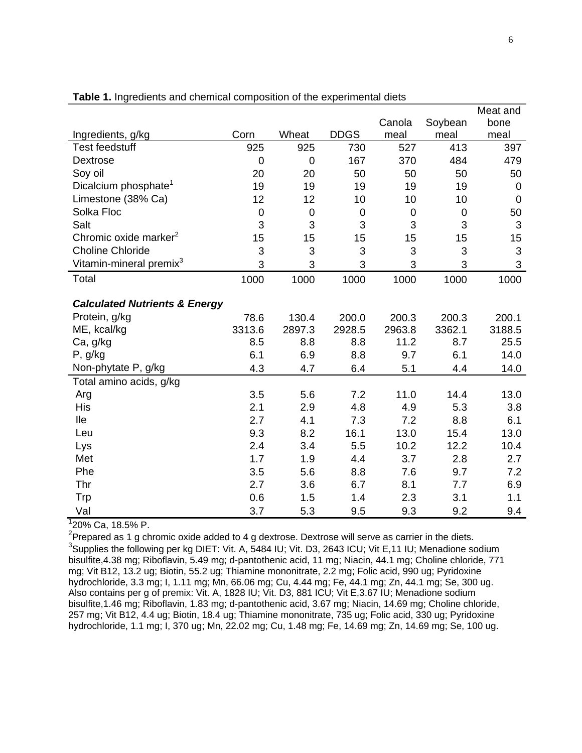**Table 1.** Ingredients and chemical composition of the experimental diets

| Ingredients, g/kg | Corn | Wheat | DDGS | Canola meal | Soybean meal | Meat and bone meal |
|---|---|---|---|---|---|---|
| Test feedstuff | 925 | 925 | 730 | 527 | 413 | 397 |
| Dextrose | 0 | 0 | 167 | 370 | 484 | 479 |
| Soy oil | 20 | 20 | 50 | 50 | 50 | 50 |
| Dicalcium phosphate[1] | 19 | 19 | 19 | 19 | 19 | 0 |
| Limestone (38% Ca) | 12 | 12 | 10 | 10 | 10 | 0 |
| Solka Floc | 0 | 0 | 0 | 0 | 0 | 50 |
| Salt | 3 | 3 | 3 | 3 | 3 | 3 |
| Chromic oxide marker[2] | 15 | 15 | 15 | 15 | 15 | 15 |
| Choline Chloride | 3 | 3 | 3 | 3 | 3 | 3 |
| Vitamin-mineral premix[3] | 3 | 3 | 3 | 3 | 3 | 3 |
| Total | 1000 | 1000 | 1000 | 1000 | 1000 | 1000 |
| ***Calculated Nutrients & Energy*** | | | | | | |
| Protein, g/kg | 78.6 | 130.4 | 200.0 | 200.3 | 200.3 | 200.1 |
| ME, kcal/kg | 3313.6 | 2897.3 | 2928.5 | 2963.8 | 3362.1 | 3188.5 |
| Ca, g/kg | 8.5 | 8.8 | 8.8 | 11.2 | 8.7 | 25.5 |
| P, g/kg | 6.1 | 6.9 | 8.8 | 9.7 | 6.1 | 14.0 |
| Non-phytate P, g/kg | 4.3 | 4.7 | 6.4 | 5.1 | 4.4 | 14.0 |
| Total amino acids, g/kg | | | | | | |
| Arg | 3.5 | 5.6 | 7.2 | 11.0 | 14.4 | 13.0 |
| His | 2.1 | 2.9 | 4.8 | 4.9 | 5.3 | 3.8 |
| Ile | 2.7 | 4.1 | 7.3 | 7.2 | 8.8 | 6.1 |
| Leu | 9.3 | 8.2 | 16.1 | 13.0 | 15.4 | 13.0 |
| Lys | 2.4 | 3.4 | 5.5 | 10.2 | 12.2 | 10.4 |
| Met | 1.7 | 1.9 | 4.4 | 3.7 | 2.8 | 2.7 |
| Phe | 3.5 | 5.6 | 8.8 | 7.6 | 9.7 | 7.2 |
| Thr | 2.7 | 3.6 | 6.7 | 8.1 | 7.7 | 6.9 |
| Trp | 0.6 | 1.5 | 1.4 | 2.3 | 3.1 | 1.1 |
| Val | 3.7 | 5.3 | 9.5 | 9.3 | 9.2 | 9.4 |

[1]20% Ca, 18.5% P.
[2]Prepared as 1 g chromic oxide added to 4 g dextrose. Dextrose will serve as carrier in the diets.
[3]Supplies the following per kg DIET: Vit. A, 5484 IU; Vit. D3, 2643 ICU; Vit E,11 IU; Menadione sodium bisulfite,4.38 mg; Riboflavin, 5.49 mg; d-pantothenic acid, 11 mg; Niacin, 44.1 mg; Choline chloride, 771 mg; Vit B12, 13.2 ug; Biotin, 55.2 ug; Thiamine mononitrate, 2.2 mg; Folic acid, 990 ug; Pyridoxine hydrochloride, 3.3 mg; I, 1.11 mg; Mn, 66.06 mg; Cu, 4.44 mg; Fe, 44.1 mg; Zn, 44.1 mg; Se, 300 ug. Also contains per g of premix: Vit. A, 1828 IU; Vit. D3, 881 ICU; Vit E,3.67 IU; Menadione sodium bisulfite,1.46 mg; Riboflavin, 1.83 mg; d-pantothenic acid, 3.67 mg; Niacin, 14.69 mg; Choline chloride, 257 mg; Vit B12, 4.4 ug; Biotin, 18.4 ug; Thiamine mononitrate, 735 ug; Folic acid, 330 ug; Pyridoxine hydrochloride, 1.1 mg; I, 370 ug; Mn, 22.02 mg; Cu, 1.48 mg; Fe, 14.69 mg; Zn, 14.69 mg; Se, 100 ug.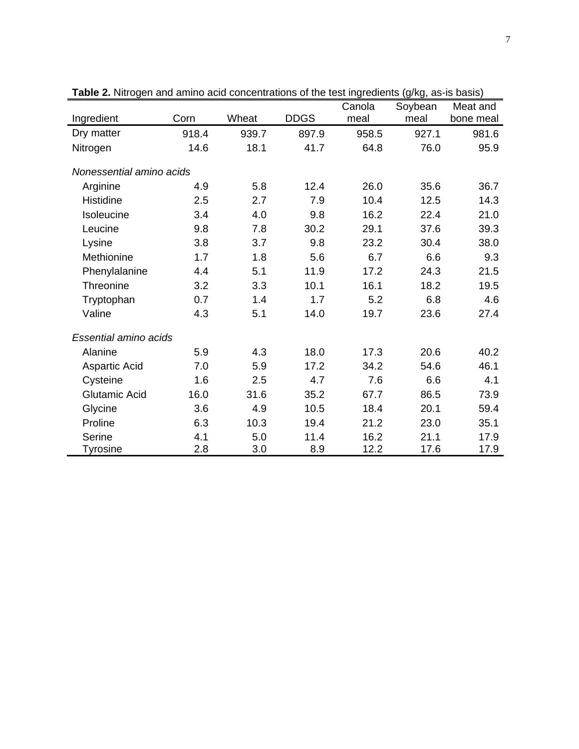**Table 2.** Nitrogen and amino acid concentrations of the test ingredients (g/kg, as-is basis)

| Ingredient | Corn | Wheat | DDGS | Canola meal | Soybean meal | Meat and bone meal |
|---|---|---|---|---|---|---|
| Dry matter | 918.4 | 939.7 | 897.9 | 958.5 | 927.1 | 981.6 |
| Nitrogen | 14.6 | 18.1 | 41.7 | 64.8 | 76.0 | 95.9 |
| *Nonessential amino acids* | | | | | | |
| Arginine | 4.9 | 5.8 | 12.4 | 26.0 | 35.6 | 36.7 |
| Histidine | 2.5 | 2.7 | 7.9 | 10.4 | 12.5 | 14.3 |
| Isoleucine | 3.4 | 4.0 | 9.8 | 16.2 | 22.4 | 21.0 |
| Leucine | 9.8 | 7.8 | 30.2 | 29.1 | 37.6 | 39.3 |
| Lysine | 3.8 | 3.7 | 9.8 | 23.2 | 30.4 | 38.0 |
| Methionine | 1.7 | 1.8 | 5.6 | 6.7 | 6.6 | 9.3 |
| Phenylalanine | 4.4 | 5.1 | 11.9 | 17.2 | 24.3 | 21.5 |
| Threonine | 3.2 | 3.3 | 10.1 | 16.1 | 18.2 | 19.5 |
| Tryptophan | 0.7 | 1.4 | 1.7 | 5.2 | 6.8 | 4.6 |
| Valine | 4.3 | 5.1 | 14.0 | 19.7 | 23.6 | 27.4 |
| *Essential amino acids* | | | | | | |
| Alanine | 5.9 | 4.3 | 18.0 | 17.3 | 20.6 | 40.2 |
| Aspartic Acid | 7.0 | 5.9 | 17.2 | 34.2 | 54.6 | 46.1 |
| Cysteine | 1.6 | 2.5 | 4.7 | 7.6 | 6.6 | 4.1 |
| Glutamic Acid | 16.0 | 31.6 | 35.2 | 67.7 | 86.5 | 73.9 |
| Glycine | 3.6 | 4.9 | 10.5 | 18.4 | 20.1 | 59.4 |
| Proline | 6.3 | 10.3 | 19.4 | 21.2 | 23.0 | 35.1 |
| Serine | 4.1 | 5.0 | 11.4 | 16.2 | 21.1 | 17.9 |
| Tyrosine | 2.8 | 3.0 | 8.9 | 12.2 | 17.6 | 17.9 |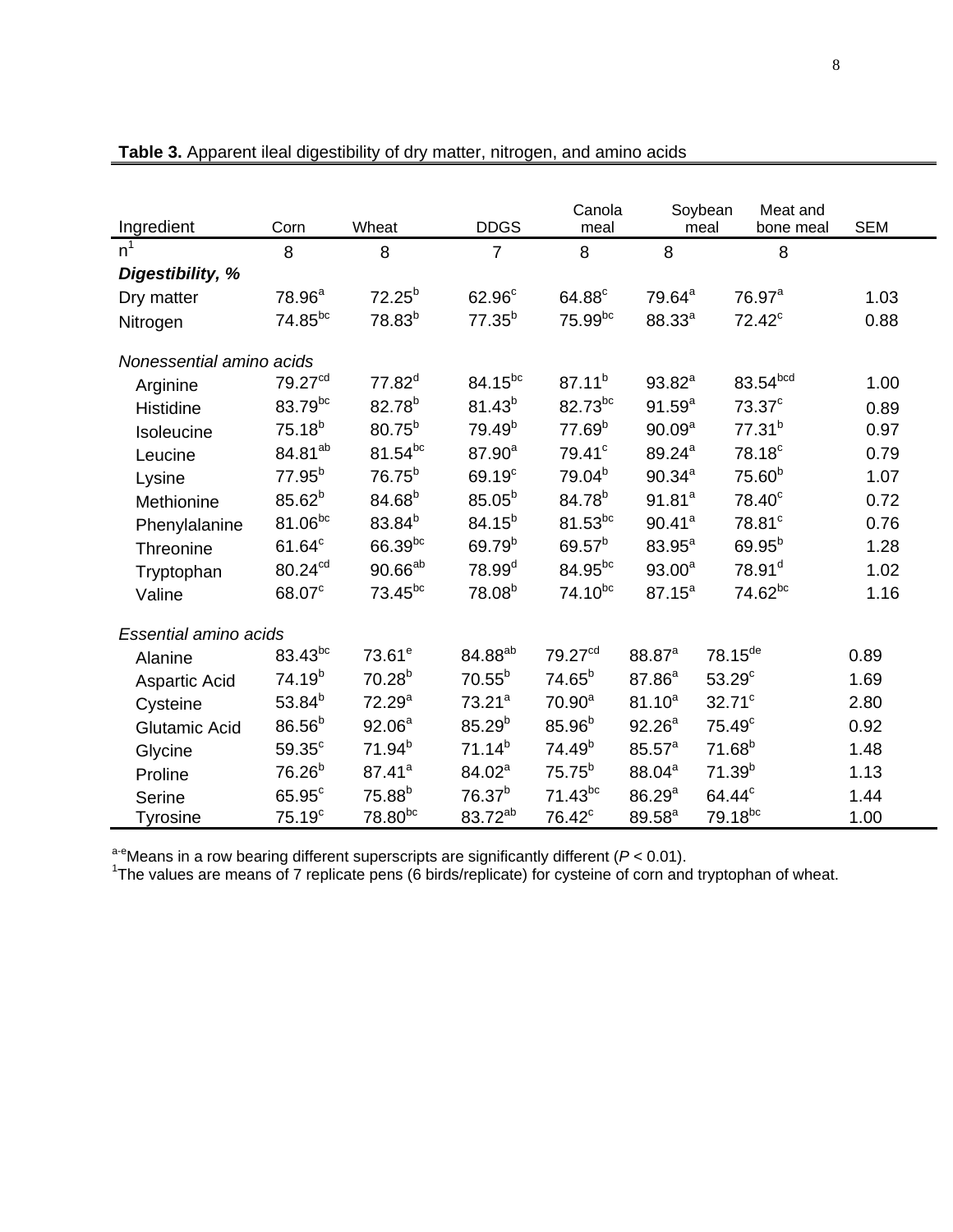**Table 3.** Apparent ileal digestibility of dry matter, nitrogen, and amino acids

| Ingredient | Corn | Wheat | DDGS | Canola meal | Soybean meal | Meat and bone meal | SEM |
|---|---|---|---|---|---|---|---|
| n[1] | 8 | 8 | 7 | 8 | 8 | 8 | |
| ***Digestibility, %*** | | | | | | | |
| Dry matter | 78.96[a] | 72.25[b] | 62.96[c] | 64.88[c] | 79.64[a] | 76.97[a] | 1.03 |
| Nitrogen | 74.85[bc] | 78.83[b] | 77.35[b] | 75.99[bc] | 88.33[a] | 72.42[c] | 0.88 |
| *Nonessential amino acids* | | | | | | | |
| Arginine | 79.27[cd] | 77.82[d] | 84.15[bc] | 87.11[b] | 93.82[a] | 83.54[bcd] | 1.00 |
| Histidine | 83.79[bc] | 82.78[b] | 81.43[b] | 82.73[bc] | 91.59[a] | 73.37[c] | 0.89 |
| Isoleucine | 75.18[b] | 80.75[b] | 79.49[b] | 77.69[b] | 90.09[a] | 77.31[b] | 0.97 |
| Leucine | 84.81[ab] | 81.54[bc] | 87.90[a] | 79.41[c] | 89.24[a] | 78.18[c] | 0.79 |
| Lysine | 77.95[b] | 76.75[b] | 69.19[c] | 79.04[b] | 90.34[a] | 75.60[b] | 1.07 |
| Methionine | 85.62[b] | 84.68[b] | 85.05[b] | 84.78[b] | 91.81[a] | 78.40[c] | 0.72 |
| Phenylalanine | 81.06[bc] | 83.84[b] | 84.15[b] | 81.53[bc] | 90.41[a] | 78.81[c] | 0.76 |
| Threonine | 61.64[c] | 66.39[bc] | 69.79[b] | 69.57[b] | 83.95[a] | 69.95[b] | 1.28 |
| Tryptophan | 80.24[cd] | 90.66[ab] | 78.99[d] | 84.95[bc] | 93.00[a] | 78.91[d] | 1.02 |
| Valine | 68.07[c] | 73.45[bc] | 78.08[b] | 74.10[bc] | 87.15[a] | 74.62[bc] | 1.16 |
| *Essential amino acids* | | | | | | | |
| Alanine | 83.43[bc] | 73.61[e] | 84.88[ab] | 79.27[cd] | 88.87[a] | 78.15[de] | 0.89 |
| Aspartic Acid | 74.19[b] | 70.28[b] | 70.55[b] | 74.65[b] | 87.86[a] | 53.29[c] | 1.69 |
| Cysteine | 53.84[b] | 72.29[a] | 73.21[a] | 70.90[a] | 81.10[a] | 32.71[c] | 2.80 |
| Glutamic Acid | 86.56[b] | 92.06[a] | 85.29[b] | 85.96[b] | 92.26[a] | 75.49[c] | 0.92 |
| Glycine | 59.35[c] | 71.94[b] | 71.14[b] | 74.49[b] | 85.57[a] | 71.68[b] | 1.48 |
| Proline | 76.26[b] | 87.41[a] | 84.02[a] | 75.75[b] | 88.04[a] | 71.39[b] | 1.13 |
| Serine | 65.95[c] | 75.88[b] | 76.37[b] | 71.43[bc] | 86.29[a] | 64.44[c] | 1.44 |
| Tyrosine | 75.19[c] | 78.80[bc] | 83.72[ab] | 76.42[c] | 89.58[a] | 79.18[bc] | 1.00 |

[a-e]Means in a row bearing different superscripts are significantly different ($P < 0.01$).
[1]The values are means of 7 replicate pens (6 birds/replicate) for cysteine of corn and tryptophan of wheat.